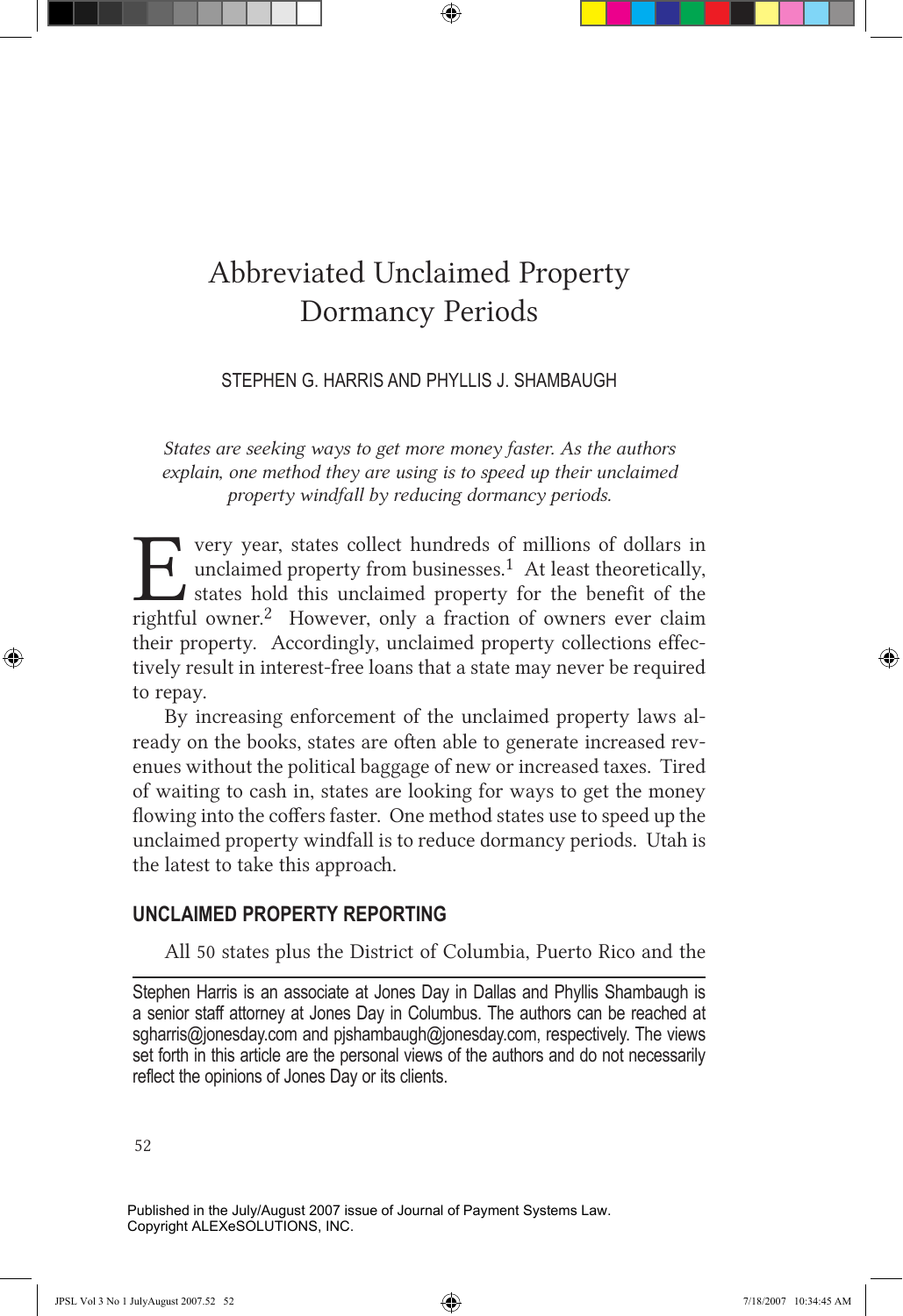# Abbreviated Unclaimed Property Dormancy Periods

STEPHEN G. HARRIS AND PHYLLIS J. SHAMBAUGH

*States are seeking ways to get more money faster. As the authors explain, one method they are using is to speed up their unclaimed property windfall by reducing dormancy periods.*

Every year, states collect hundreds of millions of dollars in unclaimed property from businesses.[1] At least theoretically, states hold this unclaimed property for the benefit of the rightful owner.[2] However, only a fraction of owners ever claim their property. Accordingly, unclaimed property collections effectively result in interest-free loans that a state may never be required to repay.

By increasing enforcement of the unclaimed property laws already on the books, states are often able to generate increased revenues without the political baggage of new or increased taxes. Tired of waiting to cash in, states are looking for ways to get the money flowing into the coffers faster. One method states use to speed up the unclaimed property windfall is to reduce dormancy periods. Utah is the latest to take this approach.

## UNCLAIMED PROPERTY REPORTING

All 50 states plus the District of Columbia, Puerto Rico and the

Stephen Harris is an associate at Jones Day in Dallas and Phyllis Shambaugh is a senior staff attorney at Jones Day in Columbus. The authors can be reached at sgharris@jonesday.com and pjshambaugh@jonesday.com, respectively. The views set forth in this article are the personal views of the authors and do not necessarily reflect the opinions of Jones Day or its clients.

Published in the July/August 2007 issue of Journal of Payment Systems Law.
Copyright ALEXeSOLUTIONS, INC.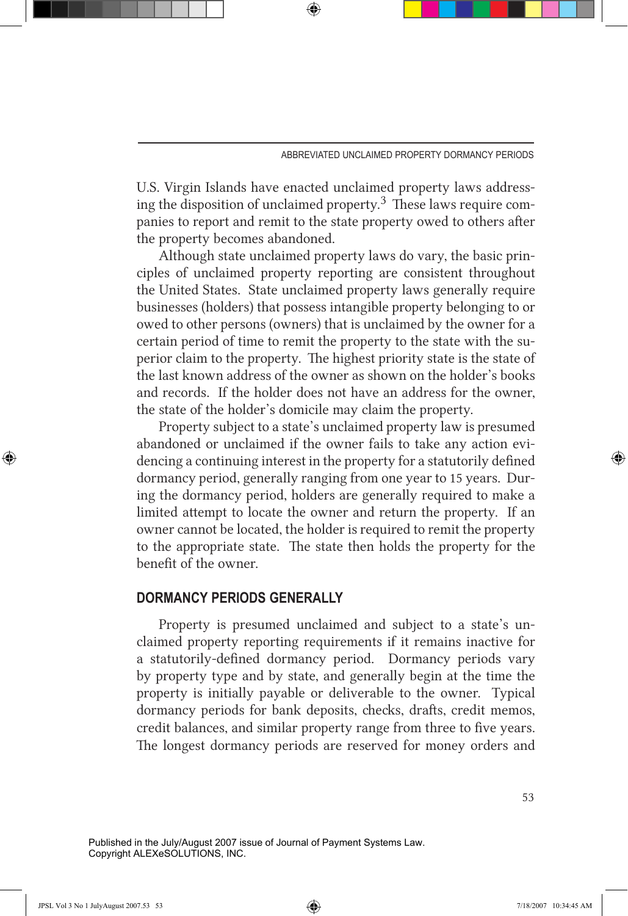U.S. Virgin Islands have enacted unclaimed property laws addressing the disposition of unclaimed property.[3] These laws require companies to report and remit to the state property owed to others after the property becomes abandoned.

Although state unclaimed property laws do vary, the basic principles of unclaimed property reporting are consistent throughout the United States. State unclaimed property laws generally require businesses (holders) that possess intangible property belonging to or owed to other persons (owners) that is unclaimed by the owner for a certain period of time to remit the property to the state with the superior claim to the property. The highest priority state is the state of the last known address of the owner as shown on the holder's books and records. If the holder does not have an address for the owner, the state of the holder's domicile may claim the property.

Property subject to a state's unclaimed property law is presumed abandoned or unclaimed if the owner fails to take any action evidencing a continuing interest in the property for a statutorily defined dormancy period, generally ranging from one year to 15 years. During the dormancy period, holders are generally required to make a limited attempt to locate the owner and return the property. If an owner cannot be located, the holder is required to remit the property to the appropriate state. The state then holds the property for the benefit of the owner.

## DORMANCY PERIODS GENERALLY

Property is presumed unclaimed and subject to a state's unclaimed property reporting requirements if it remains inactive for a statutorily-defined dormancy period. Dormancy periods vary by property type and by state, and generally begin at the time the property is initially payable or deliverable to the owner. Typical dormancy periods for bank deposits, checks, drafts, credit memos, credit balances, and similar property range from three to five years. The longest dormancy periods are reserved for money orders and

Published in the July/August 2007 issue of Journal of Payment Systems Law.
Copyright ALEXeSOLUTIONS, INC.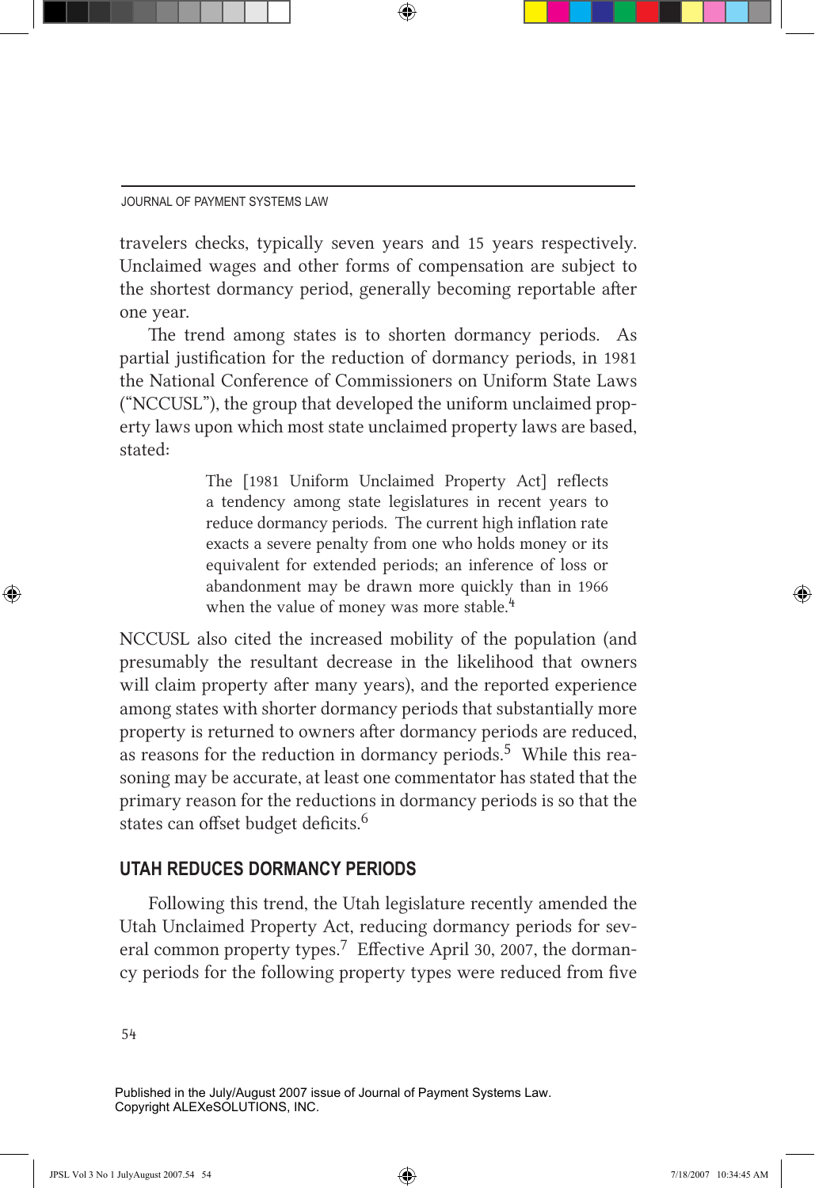travelers checks, typically seven years and 15 years respectively. Unclaimed wages and other forms of compensation are subject to the shortest dormancy period, generally becoming reportable after one year.

The trend among states is to shorten dormancy periods. As partial justification for the reduction of dormancy periods, in 1981 the National Conference of Commissioners on Uniform State Laws ("NCCUSL"), the group that developed the uniform unclaimed property laws upon which most state unclaimed property laws are based, stated:

> The [1981 Uniform Unclaimed Property Act] reflects a tendency among state legislatures in recent years to reduce dormancy periods. The current high inflation rate exacts a severe penalty from one who holds money or its equivalent for extended periods; an inference of loss or abandonment may be drawn more quickly than in 1966 when the value of money was more stable.[4]

NCCUSL also cited the increased mobility of the population (and presumably the resultant decrease in the likelihood that owners will claim property after many years), and the reported experience among states with shorter dormancy periods that substantially more property is returned to owners after dormancy periods are reduced, as reasons for the reduction in dormancy periods.[5] While this reasoning may be accurate, at least one commentator has stated that the primary reason for the reductions in dormancy periods is so that the states can offset budget deficits.[6]

## UTAH REDUCES DORMANCY PERIODS

Following this trend, the Utah legislature recently amended the Utah Unclaimed Property Act, reducing dormancy periods for several common property types.[7] Effective April 30, 2007, the dormancy periods for the following property types were reduced from five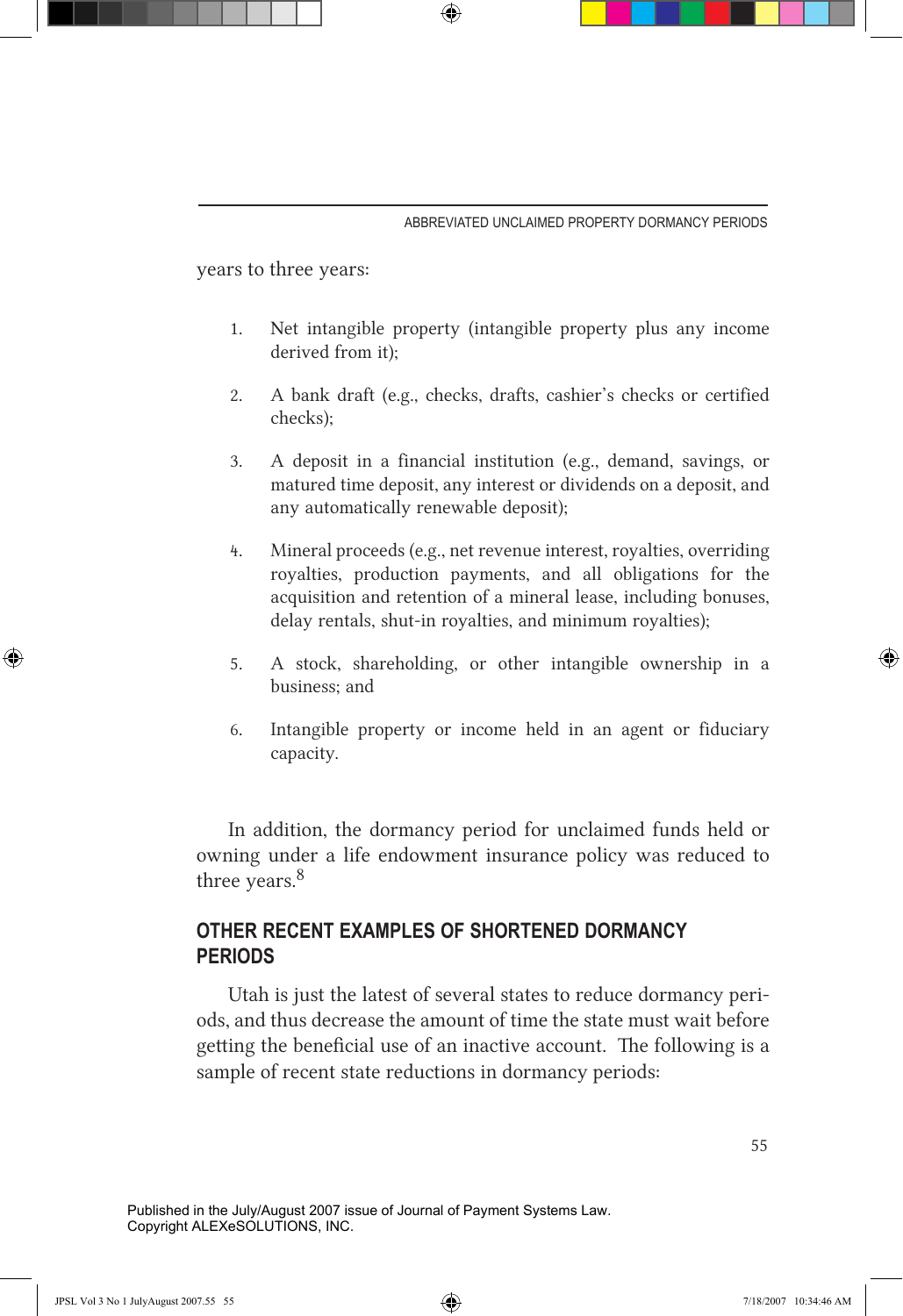years to three years:

1. Net intangible property (intangible property plus any income derived from it);
2. A bank draft (e.g., checks, drafts, cashier's checks or certified checks);
3. A deposit in a financial institution (e.g., demand, savings, or matured time deposit, any interest or dividends on a deposit, and any automatically renewable deposit);
4. Mineral proceeds (e.g., net revenue interest, royalties, overriding royalties, production payments, and all obligations for the acquisition and retention of a mineral lease, including bonuses, delay rentals, shut-in royalties, and minimum royalties);
5. A stock, shareholding, or other intangible ownership in a business; and
6. Intangible property or income held in an agent or fiduciary capacity.

In addition, the dormancy period for unclaimed funds held or owning under a life endowment insurance policy was reduced to three years.[8]

## OTHER RECENT EXAMPLES OF SHORTENED DORMANCY PERIODS

Utah is just the latest of several states to reduce dormancy periods, and thus decrease the amount of time the state must wait before getting the beneficial use of an inactive account. The following is a sample of recent state reductions in dormancy periods:

Published in the July/August 2007 issue of Journal of Payment Systems Law.
Copyright ALEXeSOLUTIONS, INC.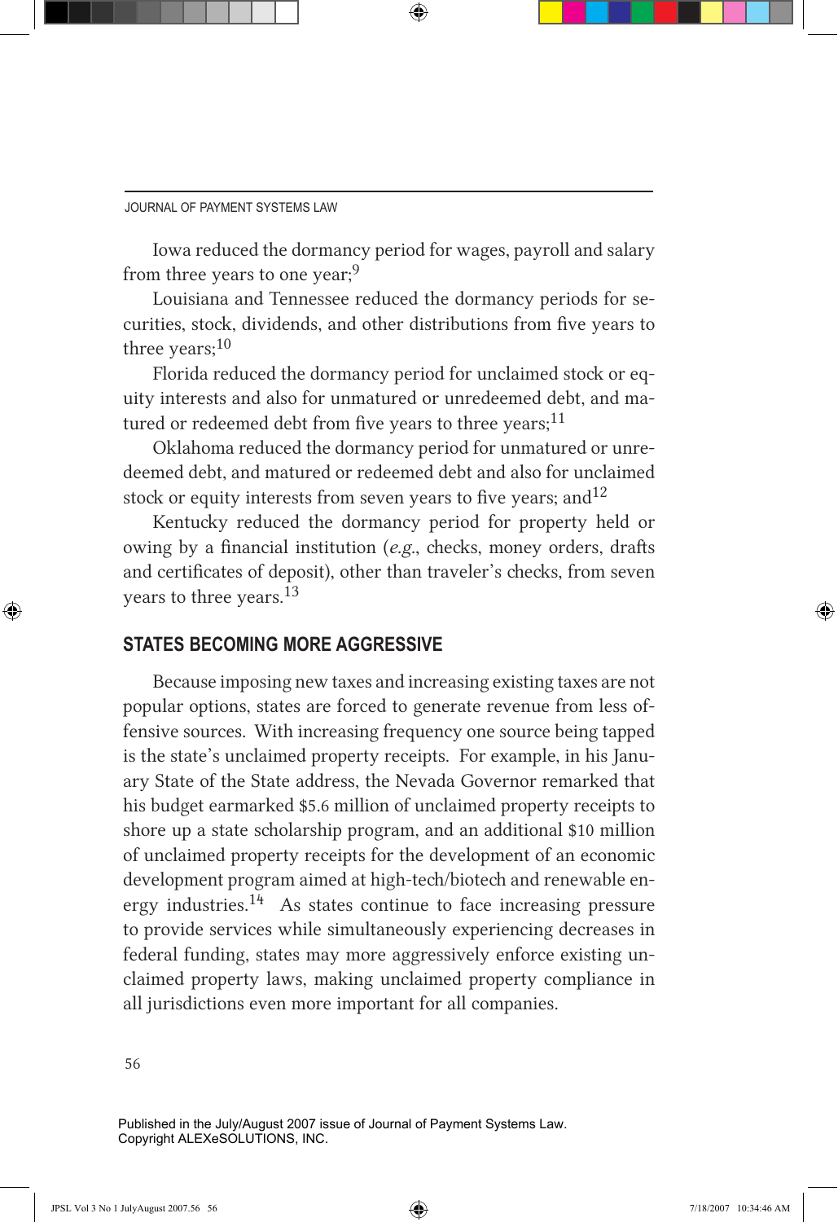Iowa reduced the dormancy period for wages, payroll and salary from three years to one year;[9]

Louisiana and Tennessee reduced the dormancy periods for securities, stock, dividends, and other distributions from five years to three years;[10]

Florida reduced the dormancy period for unclaimed stock or equity interests and also for unmatured or unredeemed debt, and matured or redeemed debt from five years to three years;[11]

Oklahoma reduced the dormancy period for unmatured or unredeemed debt, and matured or redeemed debt and also for unclaimed stock or equity interests from seven years to five years; and[12]

Kentucky reduced the dormancy period for property held or owing by a financial institution (*e.g.*, checks, money orders, drafts and certificates of deposit), other than traveler's checks, from seven years to three years.[13]

## STATES BECOMING MORE AGGRESSIVE

Because imposing new taxes and increasing existing taxes are not popular options, states are forced to generate revenue from less offensive sources. With increasing frequency one source being tapped is the state's unclaimed property receipts. For example, in his January State of the State address, the Nevada Governor remarked that his budget earmarked $5.6 million of unclaimed property receipts to shore up a state scholarship program, and an additional $10 million of unclaimed property receipts for the development of an economic development program aimed at high-tech/biotech and renewable energy industries.[14] As states continue to face increasing pressure to provide services while simultaneously experiencing decreases in federal funding, states may more aggressively enforce existing unclaimed property laws, making unclaimed property compliance in all jurisdictions even more important for all companies.

Published in the July/August 2007 issue of Journal of Payment Systems Law.
Copyright ALEXeSOLUTIONS, INC.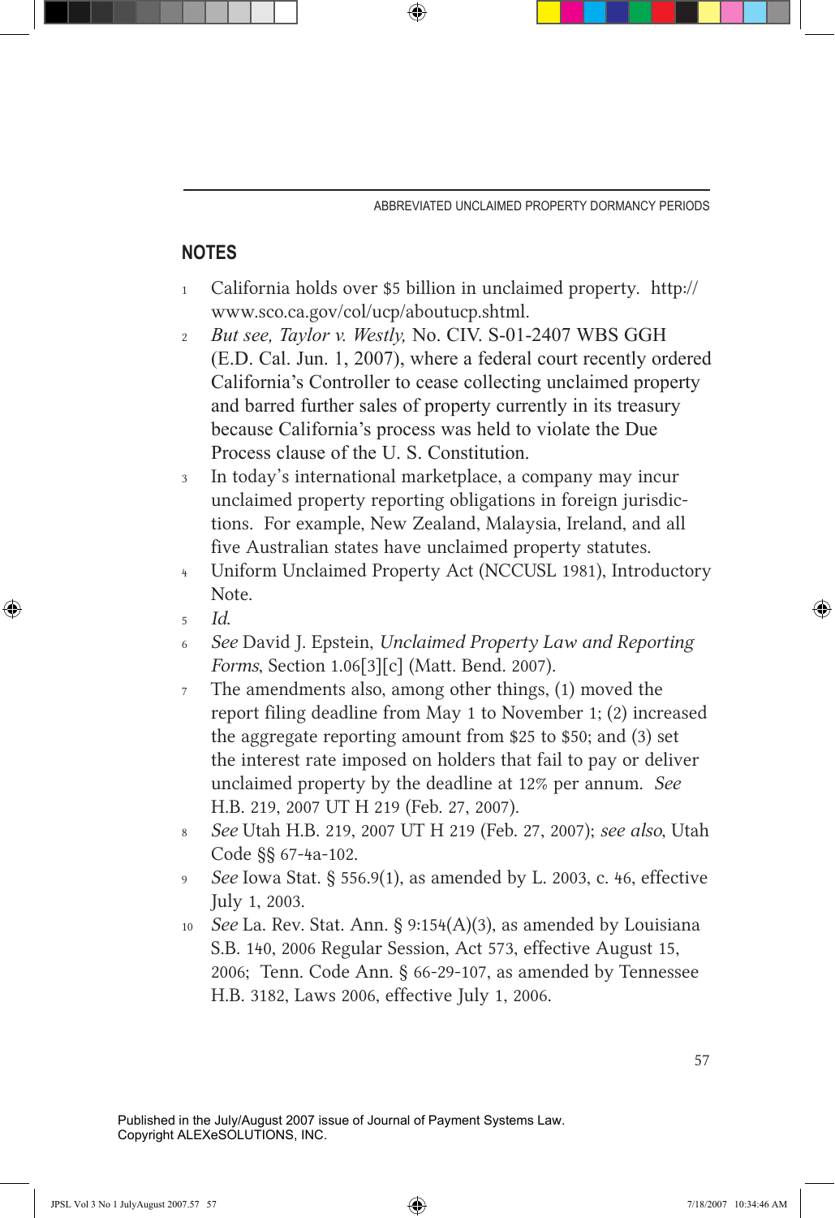## NOTES

1. California holds over $5 billion in unclaimed property. http://www.sco.ca.gov/col/ucp/aboutucp.shtml.
2. *But see, Taylor v. Westly,* No. CIV. S-01-2407 WBS GGH (E.D. Cal. Jun. 1, 2007), where a federal court recently ordered California's Controller to cease collecting unclaimed property and barred further sales of property currently in its treasury because California's process was held to violate the Due Process clause of the U. S. Constitution.
3. In today's international marketplace, a company may incur unclaimed property reporting obligations in foreign jurisdictions. For example, New Zealand, Malaysia, Ireland, and all five Australian states have unclaimed property statutes.
4. Uniform Unclaimed Property Act (NCCUSL 1981), Introductory Note.
5. *Id.*
6. *See* David J. Epstein, *Unclaimed Property Law and Reporting Forms*, Section 1.06[3][c] (Matt. Bend. 2007).
7. The amendments also, among other things, (1) moved the report filing deadline from May 1 to November 1; (2) increased the aggregate reporting amount from $25 to $50; and (3) set the interest rate imposed on holders that fail to pay or deliver unclaimed property by the deadline at 12% per annum. *See* H.B. 219, 2007 UT H 219 (Feb. 27, 2007).
8. *See* Utah H.B. 219, 2007 UT H 219 (Feb. 27, 2007); *see also*, Utah Code §§ 67-4a-102.
9. *See* Iowa Stat. § 556.9(1), as amended by L. 2003, c. 46, effective July 1, 2003.
10. *See* La. Rev. Stat. Ann. § 9:154(A)(3), as amended by Louisiana S.B. 140, 2006 Regular Session, Act 573, effective August 15, 2006; Tenn. Code Ann. § 66-29-107, as amended by Tennessee H.B. 3182, Laws 2006, effective July 1, 2006.

Published in the July/August 2007 issue of Journal of Payment Systems Law.
Copyright ALEXeSOLUTIONS, INC.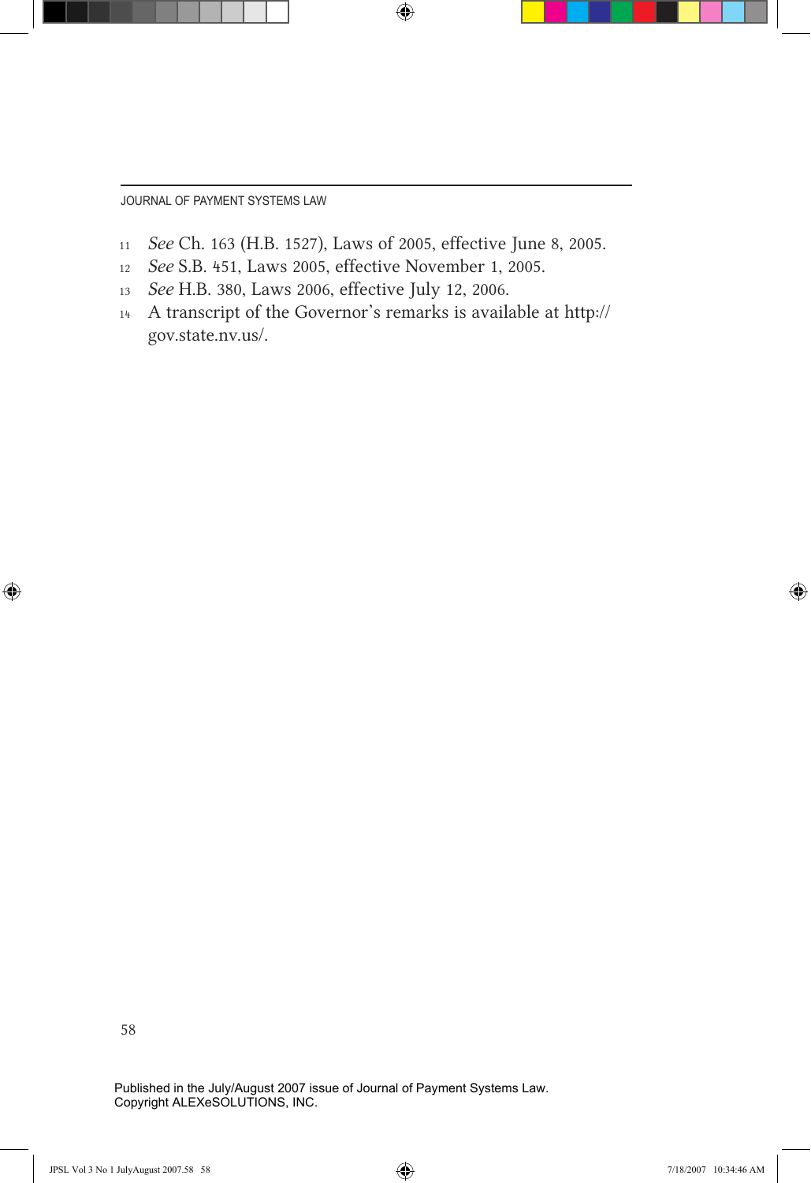11 *See* Ch. 163 (H.B. 1527), Laws of 2005, effective June 8, 2005.

12 *See* S.B. 451, Laws 2005, effective November 1, 2005.

13 *See* H.B. 380, Laws 2006, effective July 12, 2006.

14 A transcript of the Governor's remarks is available at http://gov.state.nv.us/.

Published in the July/August 2007 issue of Journal of Payment Systems Law.
Copyright ALEXeSOLUTIONS, INC.